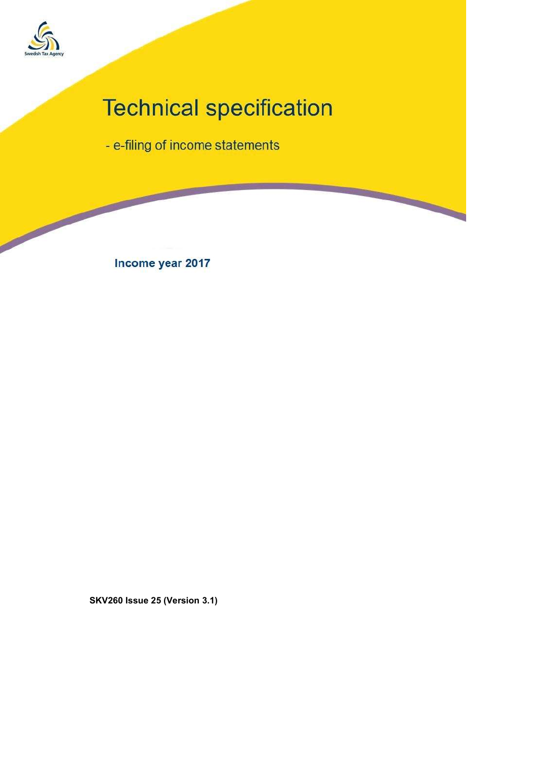Swedish Tax Agency

# Technical specification

- e-filing of income statements

**Income year 2017**

**SKV260 Issue 25 (Version 3.1)**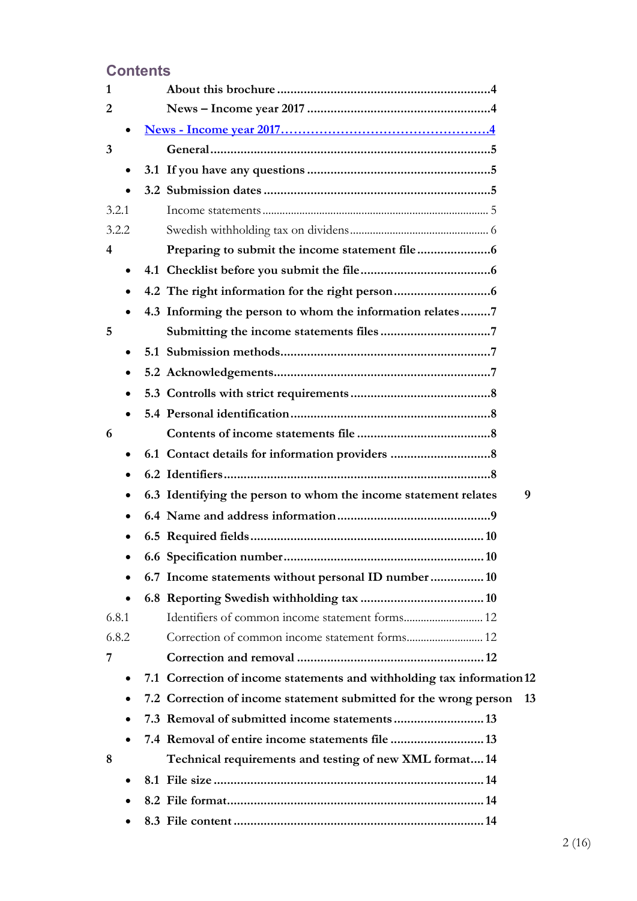# Contents

1 About this brochure ....................................................................4

2 News – Income year 2017 .........................................................4

- News - Income year 2017 ....................................................4

3 General .......................................................................................5

- 3.1 If you have any questions .........................................................5
- 3.2 Submission dates .......................................................................5

3.2.1 Income statements ..................................................................... 5

3.2.2 Swedish withholding tax on dividens ........................................ 6

4 Preparing to submit the income statement file ........................6

- 4.1 Checklist before you submit the file .........................................6
- 4.2 The right information for the right person ...............................6
- 4.3 Informing the person to whom the information relates .........7

5 Submitting the income statements files ...................................7

- 5.1 Submission methods ..................................................................7
- 5.2 Acknowledgements ....................................................................7
- 5.3 Controlls with strict requirements ............................................8
- 5.4 Personal identification ..............................................................8

6 Contents of income statements file ..........................................8

- 6.1 Contact details for information providers ...............................8
- 6.2 Identifiers ...................................................................................8
- 6.3 Identifying the person to whom the income statement relates 9
- 6.4 Name and address information ................................................9
- 6.5 Required fields .........................................................................10
- 6.6 Specification number ..............................................................10
- 6.7 Income statements without personal ID number ..................10
- 6.8 Reporting Swedish withholding tax .......................................10

6.8.1 Identifiers of common income statement forms ..................... 12

6.8.2 Correction of common income statement forms .................... 12

7 Correction and removal ............................................................12

- 7.1 Correction of income statements and withholding tax information 12
- 7.2 Correction of income statement submitted for the wrong person 13
- 7.3 Removal of submitted income statements .............................13
- 7.4 Removal of entire income statements file ..............................13

8 Technical requirements and testing of new XML format ....14

- 8.1 File size .....................................................................................14
- 8.2 File format ................................................................................14
- 8.3 File content ...............................................................................14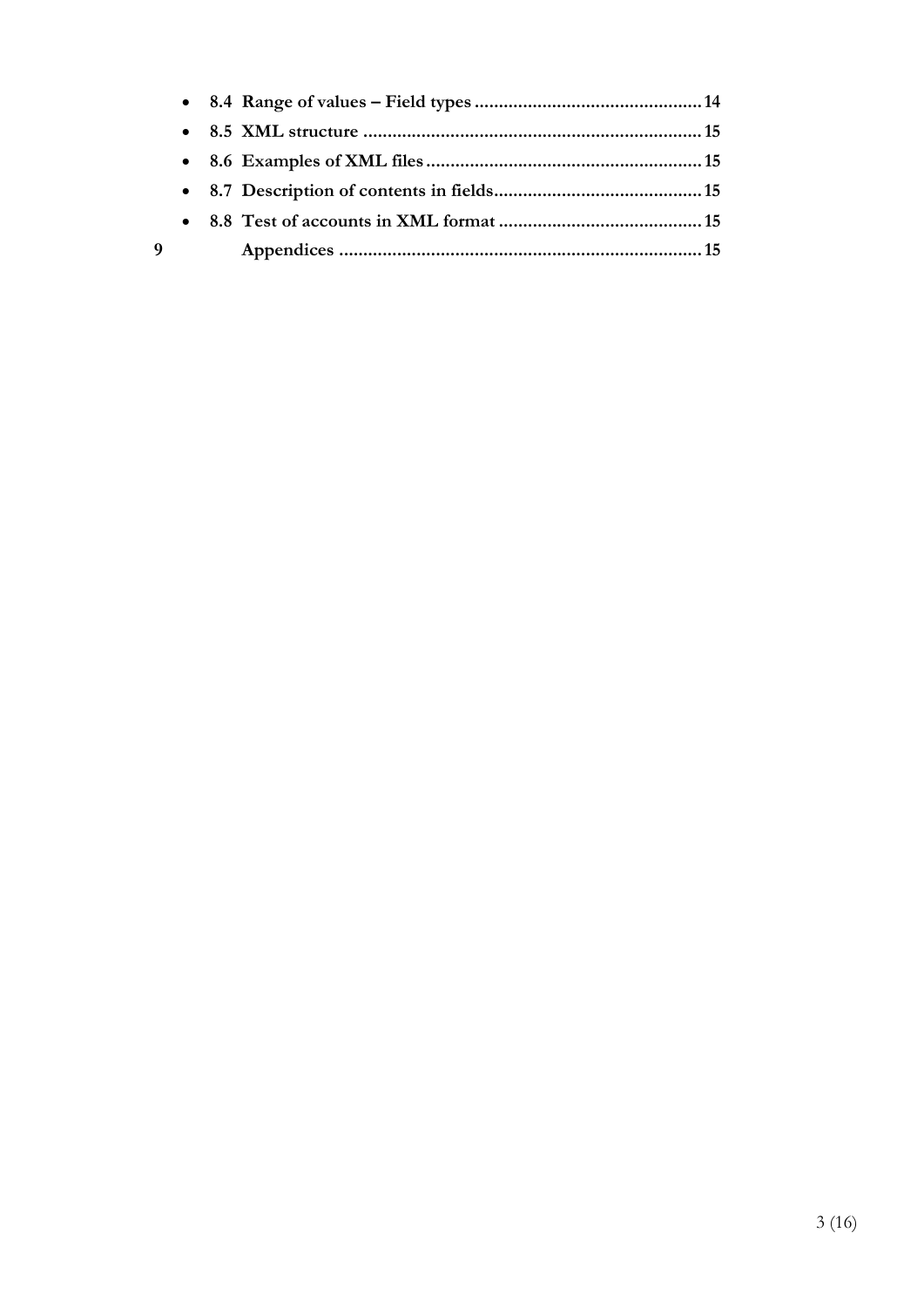- **8.4 Range of values – Field types ............................................... 14**
- **8.5 XML structure ...................................................................... 15**
- **8.6 Examples of XML files ......................................................... 15**
- **8.7 Description of contents in fields........................................... 15**
- **8.8 Test of accounts in XML format .......................................... 15**

**9 Appendices ........................................................................... 15**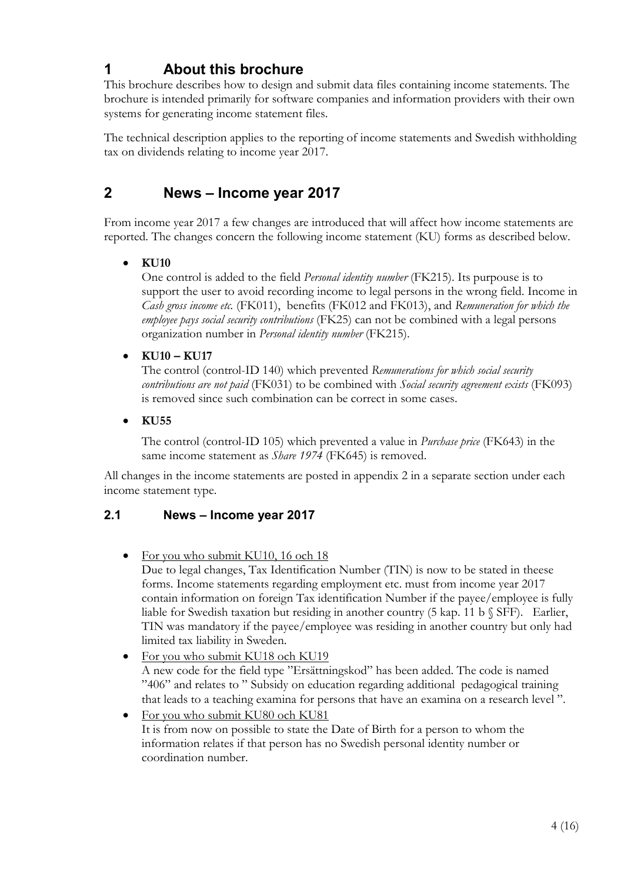# 1 About this brochure

This brochure describes how to design and submit data files containing income statements. The brochure is intended primarily for software companies and information providers with their own systems for generating income statement files.

The technical description applies to the reporting of income statements and Swedish withholding tax on dividends relating to income year 2017.

# 2 News – Income year 2017

From income year 2017 a few changes are introduced that will affect how income statements are reported. The changes concern the following income statement (KU) forms as described below.

- **KU10**
  One control is added to the field *Personal identity number* (FK215). Its purpouse is to support the user to avoid recording income to legal persons in the wrong field. Income in *Cash gross income etc.* (FK011), benefits (FK012 and FK013), and *Remuneration for which the employee pays social security contributions* (FK25) can not be combined with a legal persons organization number in *Personal identity number* (FK215).

- **KU10 – KU17**
  The control (control-ID 140) which prevented *Remunerations for which social security contributions are not paid* (FK031) to be combined with *Social security agreement exists* (FK093) is removed since such combination can be correct in some cases.

- **KU55**
  The control (control-ID 105) which prevented a value in *Purchase price* (FK643) in the same income statement as *Share 1974* (FK645) is removed.

All changes in the income statements are posted in appendix 2 in a separate section under each income statement type.

## 2.1 News – Income year 2017

- <u>For you who submit KU10, 16 och 18</u>
  Due to legal changes, Tax Identification Number (TIN) is now to be stated in theese forms. Income statements regarding employment etc. must from income year 2017 contain information on foreign Tax identification Number if the payee/employee is fully liable for Swedish taxation but residing in another country (5 kap. 11 b § SFF). Earlier, TIN was mandatory if the payee/employee was residing in another country but only had limited tax liability in Sweden.
- <u>For you who submit KU18 och KU19</u>
  A new code for the field type "Ersättningskod" has been added. The code is named "406" and relates to " Subsidy on education regarding additional pedagogical training that leads to a teaching examina for persons that have an examina on a research level ".
- <u>For you who submit KU80 och KU81</u>
  It is from now on possible to state the Date of Birth for a person to whom the information relates if that person has no Swedish personal identity number or coordination number.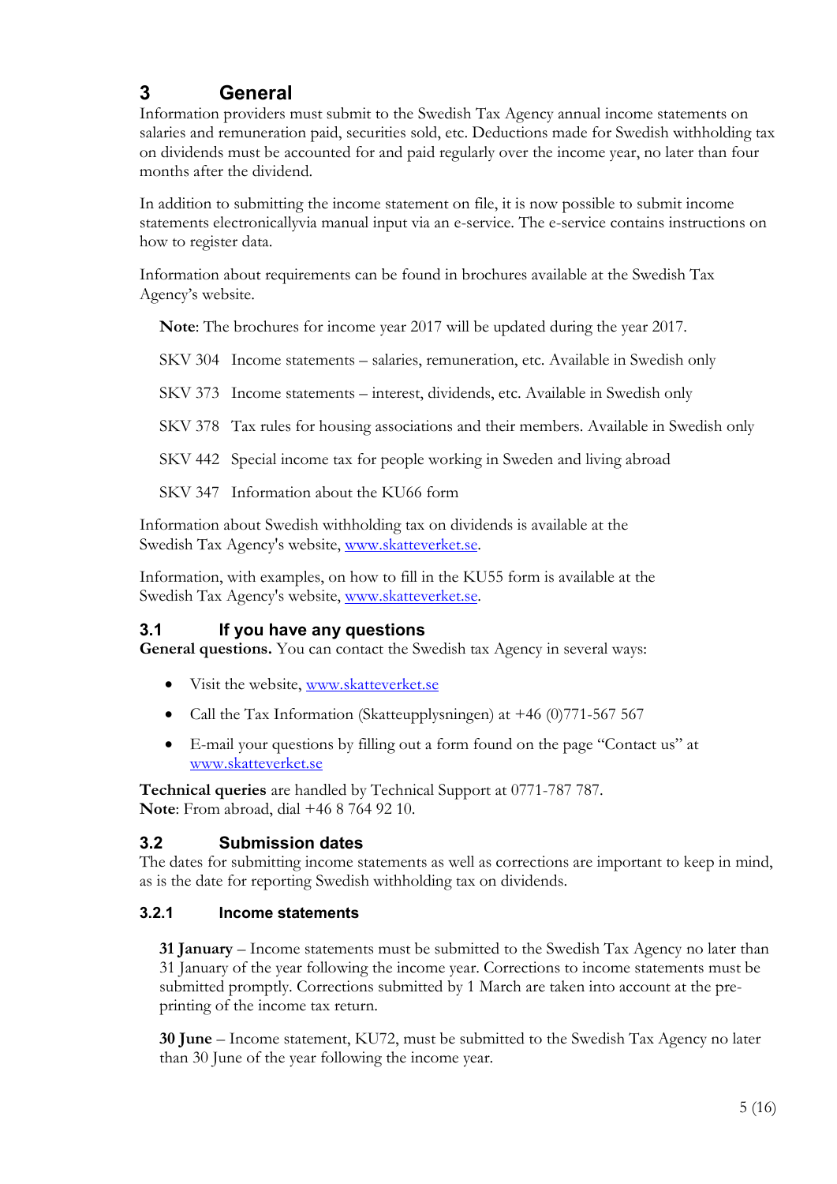# 3 General

Information providers must submit to the Swedish Tax Agency annual income statements on salaries and remuneration paid, securities sold, etc. Deductions made for Swedish withholding tax on dividends must be accounted for and paid regularly over the income year, no later than four months after the dividend.

In addition to submitting the income statement on file, it is now possible to submit income statements electronicallyvia manual input via an e-service. The e-service contains instructions on how to register data.

Information about requirements can be found in brochures available at the Swedish Tax Agency's website.

> **Note**: The brochures for income year 2017 will be updated during the year 2017.
>
> SKV 304 Income statements – salaries, remuneration, etc. Available in Swedish only
>
> SKV 373 Income statements – interest, dividends, etc. Available in Swedish only
>
> SKV 378 Tax rules for housing associations and their members. Available in Swedish only
>
> SKV 442 Special income tax for people working in Sweden and living abroad
>
> SKV 347 Information about the KU66 form

Information about Swedish withholding tax on dividends is available at the Swedish Tax Agency's website, www.skatteverket.se.

Information, with examples, on how to fill in the KU55 form is available at the Swedish Tax Agency's website, www.skatteverket.se.

## 3.1 If you have any questions

**General questions.** You can contact the Swedish tax Agency in several ways:

- Visit the website, www.skatteverket.se
- Call the Tax Information (Skatteupplysningen) at +46 (0)771-567 567
- E-mail your questions by filling out a form found on the page "Contact us" at www.skatteverket.se

**Technical queries** are handled by Technical Support at 0771-787 787.
**Note**: From abroad, dial +46 8 764 92 10.

## 3.2 Submission dates

The dates for submitting income statements as well as corrections are important to keep in mind, as is the date for reporting Swedish withholding tax on dividends.

### 3.2.1 Income statements

> **31 January** – Income statements must be submitted to the Swedish Tax Agency no later than 31 January of the year following the income year. Corrections to income statements must be submitted promptly. Corrections submitted by 1 March are taken into account at the pre-printing of the income tax return.
>
> **30 June** – Income statement, KU72, must be submitted to the Swedish Tax Agency no later than 30 June of the year following the income year.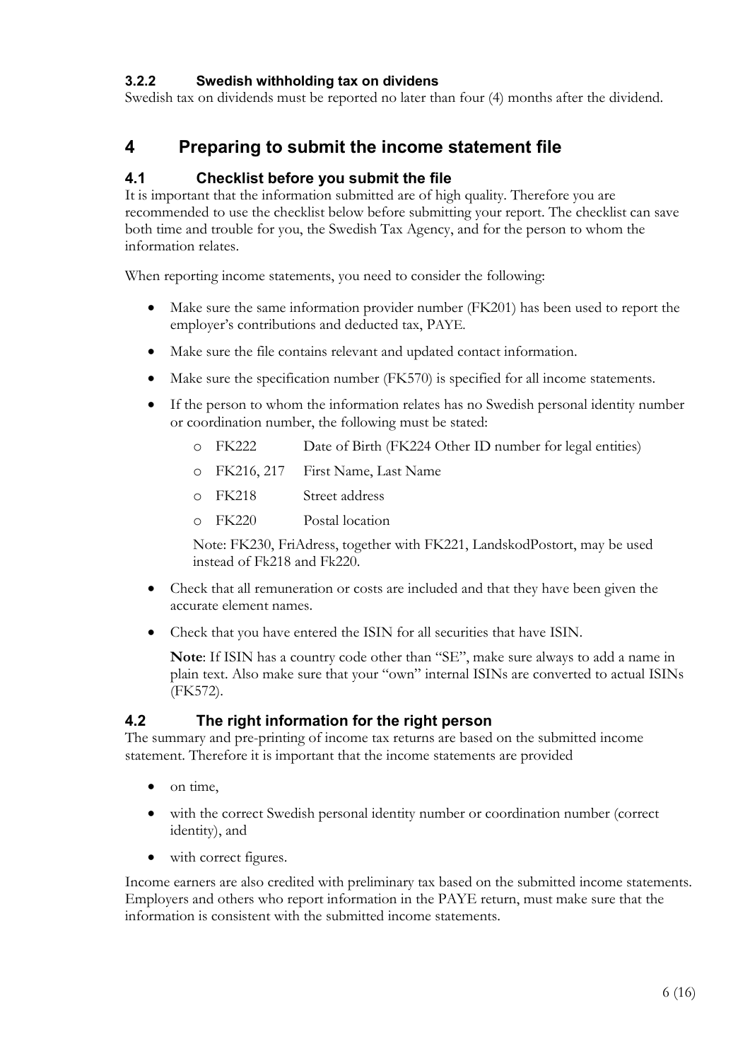### 3.2.2 Swedish withholding tax on dividens

Swedish tax on dividends must be reported no later than four (4) months after the dividend.

# 4 Preparing to submit the income statement file

## 4.1 Checklist before you submit the file

It is important that the information submitted are of high quality. Therefore you are recommended to use the checklist below before submitting your report. The checklist can save both time and trouble for you, the Swedish Tax Agency, and for the person to whom the information relates.

When reporting income statements, you need to consider the following:

- Make sure the same information provider number (FK201) has been used to report the employer's contributions and deducted tax, PAYE.
- Make sure the file contains relevant and updated contact information.
- Make sure the specification number (FK570) is specified for all income statements.
- If the person to whom the information relates has no Swedish personal identity number or coordination number, the following must be stated:
  - FK222 Date of Birth (FK224 Other ID number for legal entities)
  - FK216, 217 First Name, Last Name
  - FK218 Street address
  - FK220 Postal location

  Note: FK230, FriAdress, together with FK221, LandskodPostort, may be used instead of Fk218 and Fk220.

- Check that all remuneration or costs are included and that they have been given the accurate element names.
- Check that you have entered the ISIN for all securities that have ISIN.

  **Note**: If ISIN has a country code other than "SE", make sure always to add a name in plain text. Also make sure that your "own" internal ISINs are converted to actual ISINs (FK572).

## 4.2 The right information for the right person

The summary and pre-printing of income tax returns are based on the submitted income statement. Therefore it is important that the income statements are provided

- on time,
- with the correct Swedish personal identity number or coordination number (correct identity), and
- with correct figures.

Income earners are also credited with preliminary tax based on the submitted income statements. Employers and others who report information in the PAYE return, must make sure that the information is consistent with the submitted income statements.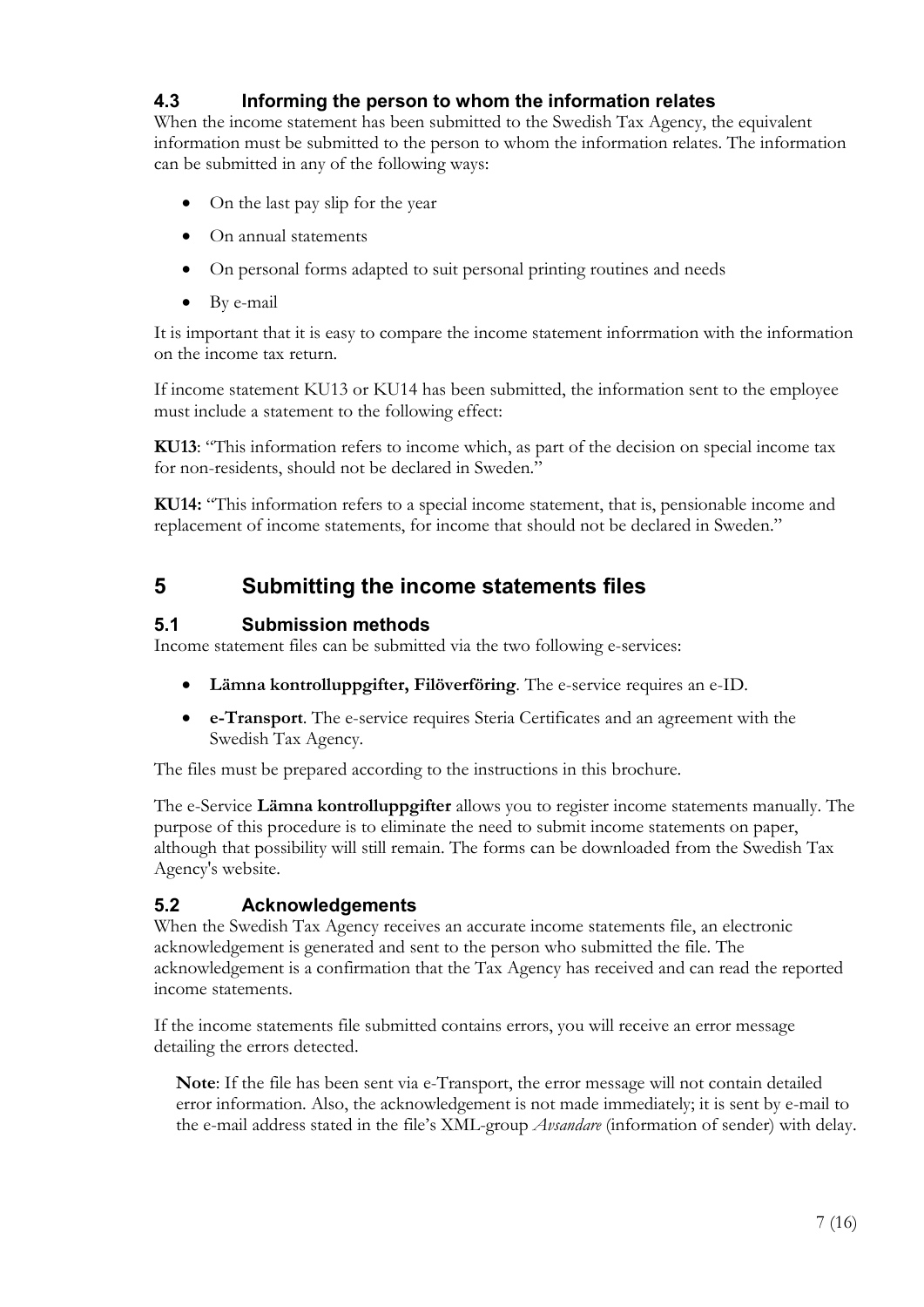### 4.3 Informing the person to whom the information relates

When the income statement has been submitted to the Swedish Tax Agency, the equivalent information must be submitted to the person to whom the information relates. The information can be submitted in any of the following ways:

- On the last pay slip for the year
- On annual statements
- On personal forms adapted to suit personal printing routines and needs
- By e-mail

It is important that it is easy to compare the income statement inforrmation with the information on the income tax return.

If income statement KU13 or KU14 has been submitted, the information sent to the employee must include a statement to the following effect:

**KU13**: "This information refers to income which, as part of the decision on special income tax for non-residents, should not be declared in Sweden."

**KU14:** "This information refers to a special income statement, that is, pensionable income and replacement of income statements, for income that should not be declared in Sweden."

## 5 Submitting the income statements files

### 5.1 Submission methods

Income statement files can be submitted via the two following e-services:

- **Lämna kontrolluppgifter, Filöverföring**. The e-service requires an e-ID.
- **e-Transport**. The e-service requires Steria Certificates and an agreement with the Swedish Tax Agency.

The files must be prepared according to the instructions in this brochure.

The e-Service **Lämna kontrolluppgifter** allows you to register income statements manually. The purpose of this procedure is to eliminate the need to submit income statements on paper, although that possibility will still remain. The forms can be downloaded from the Swedish Tax Agency's website.

### 5.2 Acknowledgements

When the Swedish Tax Agency receives an accurate income statements file, an electronic acknowledgement is generated and sent to the person who submitted the file. The acknowledgement is a confirmation that the Tax Agency has received and can read the reported income statements.

If the income statements file submitted contains errors, you will receive an error message detailing the errors detected.

> **Note**: If the file has been sent via e-Transport, the error message will not contain detailed error information. Also, the acknowledgement is not made immediately; it is sent by e-mail to the e-mail address stated in the file's XML-group *Avsandare* (information of sender) with delay.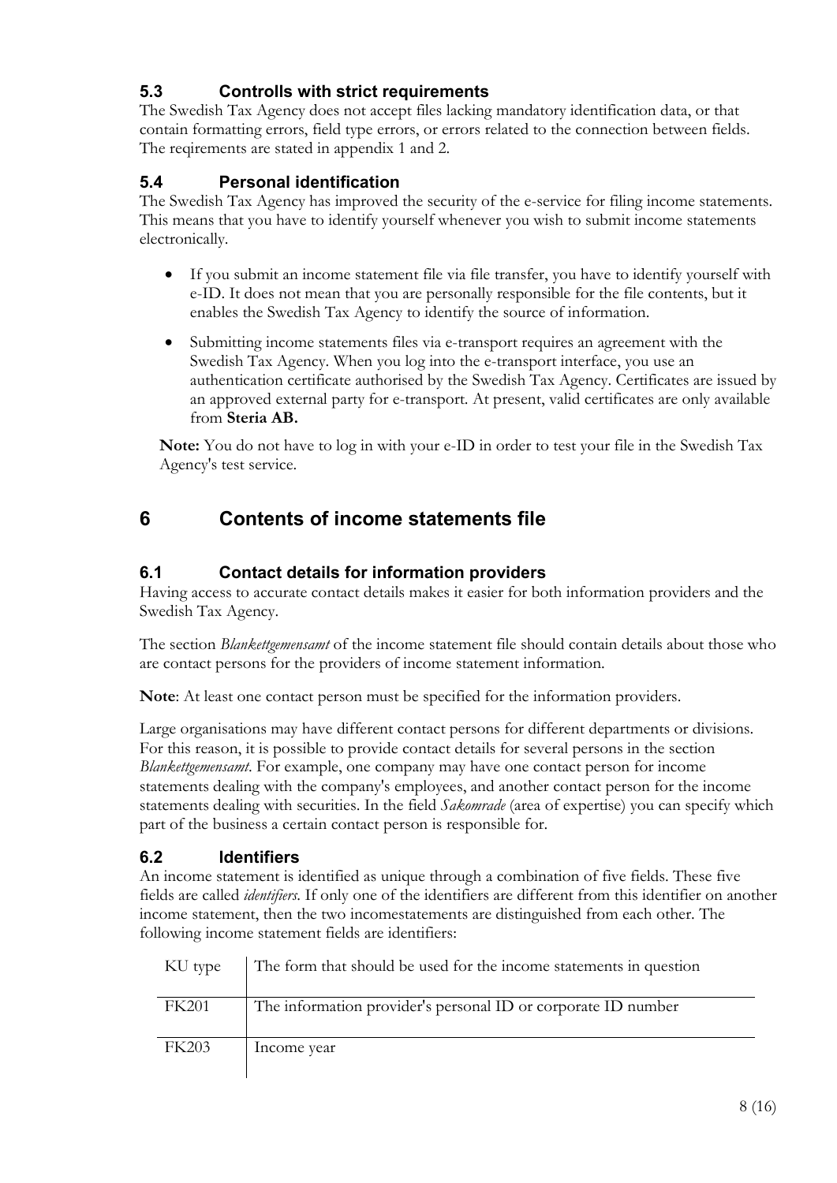### 5.3 Controlls with strict requirements

The Swedish Tax Agency does not accept files lacking mandatory identification data, or that contain formatting errors, field type errors, or errors related to the connection between fields. The reqirements are stated in appendix 1 and 2.

### 5.4 Personal identification

The Swedish Tax Agency has improved the security of the e-service for filing income statements. This means that you have to identify yourself whenever you wish to submit income statements electronically.

- If you submit an income statement file via file transfer, you have to identify yourself with e-ID. It does not mean that you are personally responsible for the file contents, but it enables the Swedish Tax Agency to identify the source of information.
- Submitting income statements files via e-transport requires an agreement with the Swedish Tax Agency. When you log into the e-transport interface, you use an authentication certificate authorised by the Swedish Tax Agency. Certificates are issued by an approved external party for e-transport. At present, valid certificates are only available from **Steria AB.**

**Note:** You do not have to log in with your e-ID in order to test your file in the Swedish Tax Agency's test service.

## 6 Contents of income statements file

### 6.1 Contact details for information providers

Having access to accurate contact details makes it easier for both information providers and the Swedish Tax Agency.

The section *Blankettgemensamt* of the income statement file should contain details about those who are contact persons for the providers of income statement information.

**Note**: At least one contact person must be specified for the information providers.

Large organisations may have different contact persons for different departments or divisions. For this reason, it is possible to provide contact details for several persons in the section *Blankettgemensamt*. For example, one company may have one contact person for income statements dealing with the company's employees, and another contact person for the income statements dealing with securities. In the field *Sakomrade* (area of expertise) you can specify which part of the business a certain contact person is responsible for.

### 6.2 Identifiers

An income statement is identified as unique through a combination of five fields. These five fields are called *identifiers*. If only one of the identifiers are different from this identifier on another income statement, then the two incomestatements are distinguished from each other. The following income statement fields are identifiers:

| | |
|---|---|
| KU type | The form that should be used for the income statements in question |
| FK201 | The information provider's personal ID or corporate ID number |
| FK203 | Income year |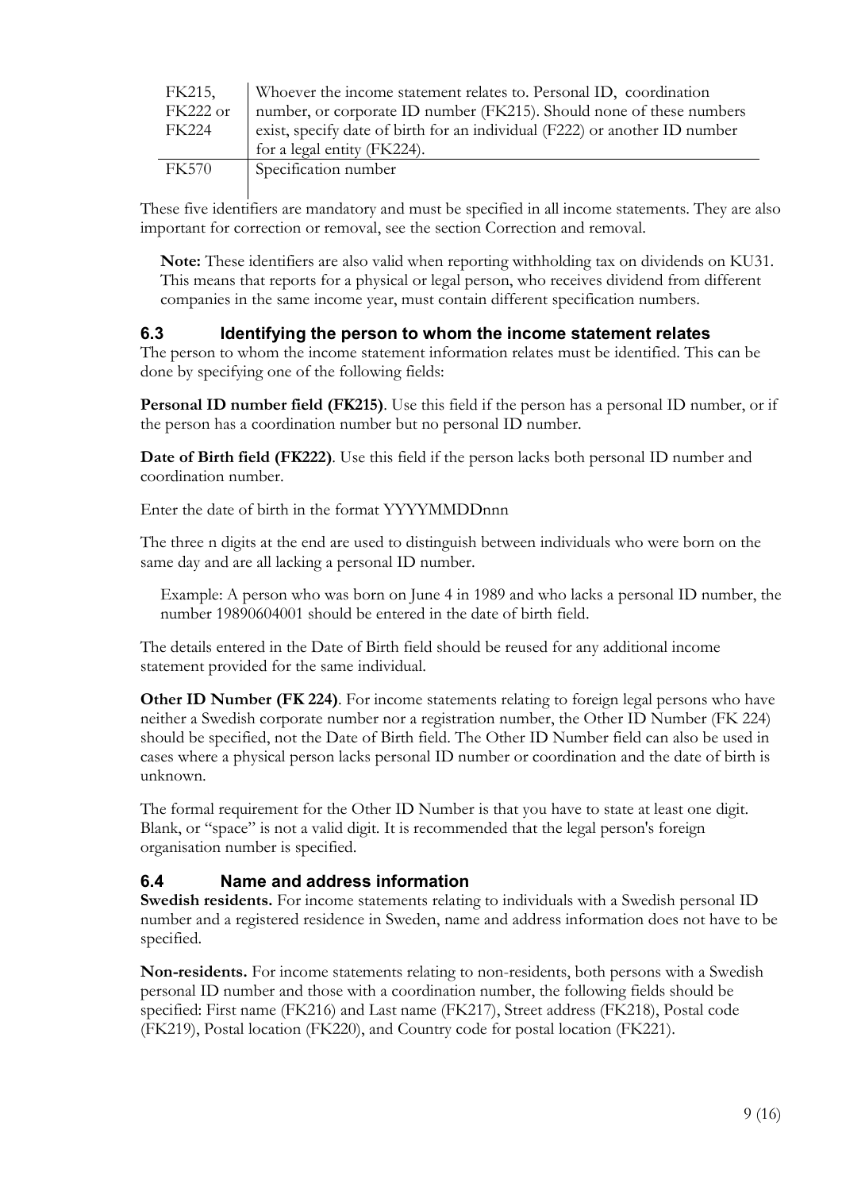| | |
|---|---|
| FK215, FK222 or FK224 | Whoever the income statement relates to. Personal ID, coordination number, or corporate ID number (FK215). Should none of these numbers exist, specify date of birth for an individual (F222) or another ID number for a legal entity (FK224). |
| FK570 | Specification number |

These five identifiers are mandatory and must be specified in all income statements. They are also important for correction or removal, see the section Correction and removal.

> **Note:** These identifiers are also valid when reporting withholding tax on dividends on KU31. This means that reports for a physical or legal person, who receives dividend from different companies in the same income year, must contain different specification numbers.

## 6.3 Identifying the person to whom the income statement relates

The person to whom the income statement information relates must be identified. This can be done by specifying one of the following fields:

**Personal ID number field (FK215)**. Use this field if the person has a personal ID number, or if the person has a coordination number but no personal ID number.

**Date of Birth field (FK222)**. Use this field if the person lacks both personal ID number and coordination number.

Enter the date of birth in the format YYYYMMDDnnn

The three n digits at the end are used to distinguish between individuals who were born on the same day and are all lacking a personal ID number.

> Example: A person who was born on June 4 in 1989 and who lacks a personal ID number, the number 19890604001 should be entered in the date of birth field.

The details entered in the Date of Birth field should be reused for any additional income statement provided for the same individual.

**Other ID Number (FK 224)**. For income statements relating to foreign legal persons who have neither a Swedish corporate number nor a registration number, the Other ID Number (FK 224) should be specified, not the Date of Birth field. The Other ID Number field can also be used in cases where a physical person lacks personal ID number or coordination and the date of birth is unknown.

The formal requirement for the Other ID Number is that you have to state at least one digit. Blank, or "space" is not a valid digit. It is recommended that the legal person's foreign organisation number is specified.

## 6.4 Name and address information

**Swedish residents.** For income statements relating to individuals with a Swedish personal ID number and a registered residence in Sweden, name and address information does not have to be specified.

**Non-residents.** For income statements relating to non-residents, both persons with a Swedish personal ID number and those with a coordination number, the following fields should be specified: First name (FK216) and Last name (FK217), Street address (FK218), Postal code (FK219), Postal location (FK220), and Country code for postal location (FK221).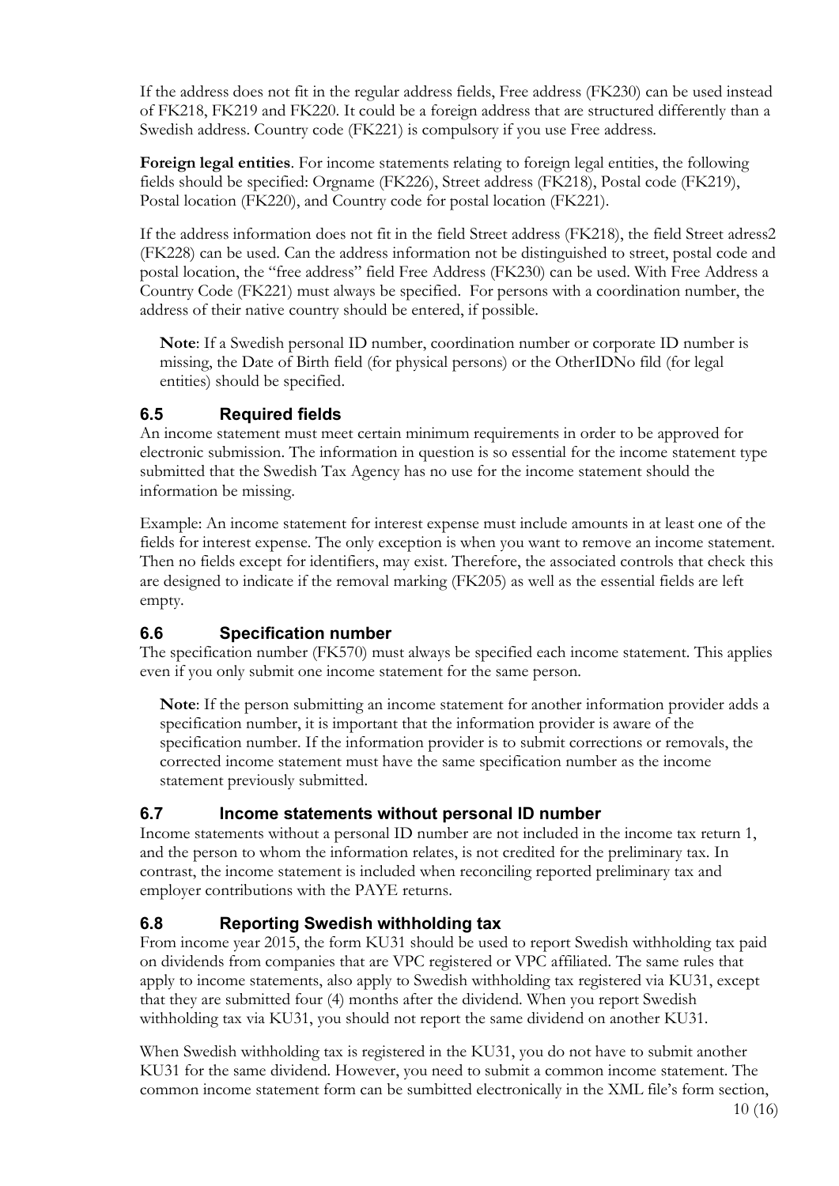If the address does not fit in the regular address fields, Free address (FK230) can be used instead of FK218, FK219 and FK220. It could be a foreign address that are structured differently than a Swedish address. Country code (FK221) is compulsory if you use Free address.

**Foreign legal entities**. For income statements relating to foreign legal entities, the following fields should be specified: Orgname (FK226), Street address (FK218), Postal code (FK219), Postal location (FK220), and Country code for postal location (FK221).

If the address information does not fit in the field Street address (FK218), the field Street adress2 (FK228) can be used. Can the address information not be distinguished to street, postal code and postal location, the "free address" field Free Address (FK230) can be used. With Free Address a Country Code (FK221) must always be specified. For persons with a coordination number, the address of their native country should be entered, if possible.

> **Note**: If a Swedish personal ID number, coordination number or corporate ID number is missing, the Date of Birth field (for physical persons) or the OtherIDNo fild (for legal entities) should be specified.

### 6.5 Required fields

An income statement must meet certain minimum requirements in order to be approved for electronic submission. The information in question is so essential for the income statement type submitted that the Swedish Tax Agency has no use for the income statement should the information be missing.

Example: An income statement for interest expense must include amounts in at least one of the fields for interest expense. The only exception is when you want to remove an income statement. Then no fields except for identifiers, may exist. Therefore, the associated controls that check this are designed to indicate if the removal marking (FK205) as well as the essential fields are left empty.

### 6.6 Specification number

The specification number (FK570) must always be specified each income statement. This applies even if you only submit one income statement for the same person.

> **Note**: If the person submitting an income statement for another information provider adds a specification number, it is important that the information provider is aware of the specification number. If the information provider is to submit corrections or removals, the corrected income statement must have the same specification number as the income statement previously submitted.

### 6.7 Income statements without personal ID number

Income statements without a personal ID number are not included in the income tax return 1, and the person to whom the information relates, is not credited for the preliminary tax. In contrast, the income statement is included when reconciling reported preliminary tax and employer contributions with the PAYE returns.

### 6.8 Reporting Swedish withholding tax

From income year 2015, the form KU31 should be used to report Swedish withholding tax paid on dividends from companies that are VPC registered or VPC affiliated. The same rules that apply to income statements, also apply to Swedish withholding tax registered via KU31, except that they are submitted four (4) months after the dividend. When you report Swedish withholding tax via KU31, you should not report the same dividend on another KU31.

When Swedish withholding tax is registered in the KU31, you do not have to submit another KU31 for the same dividend. However, you need to submit a common income statement. The common income statement form can be sumbitted electronically in the XML file's form section,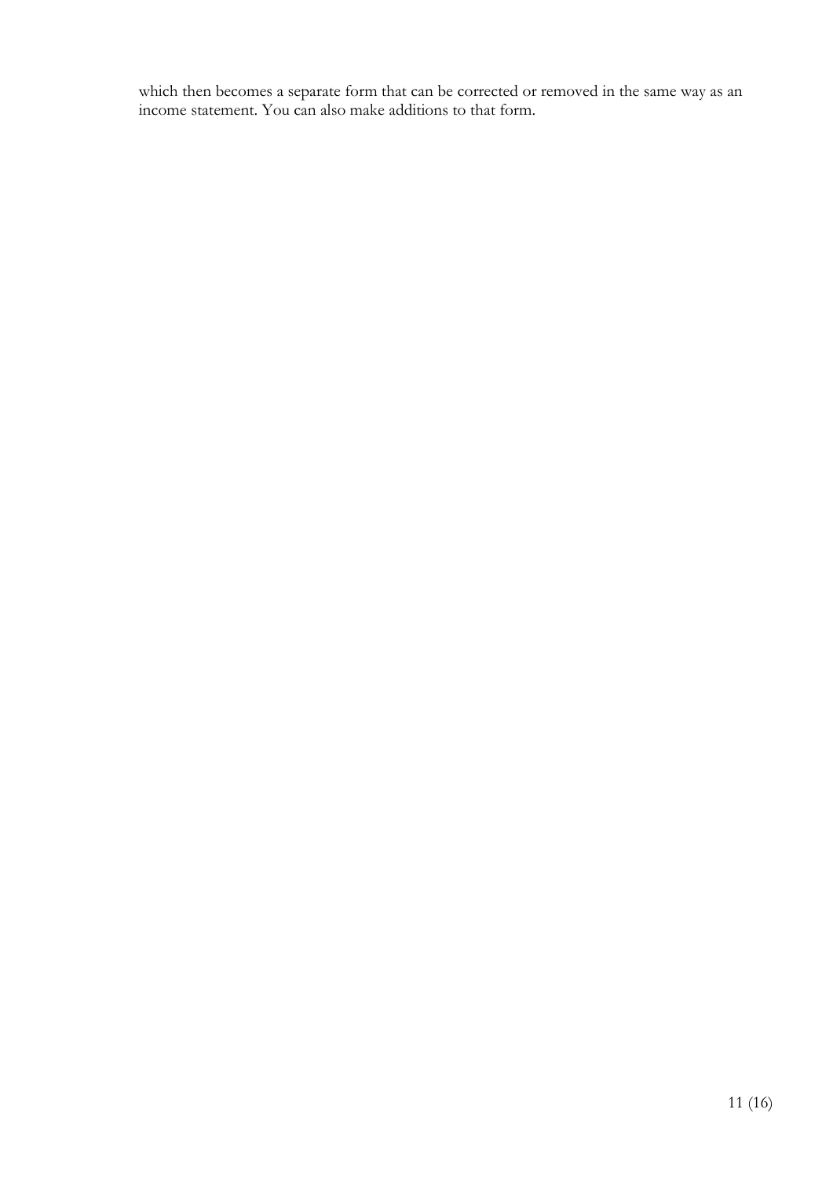which then becomes a separate form that can be corrected or removed in the same way as an income statement. You can also make additions to that form.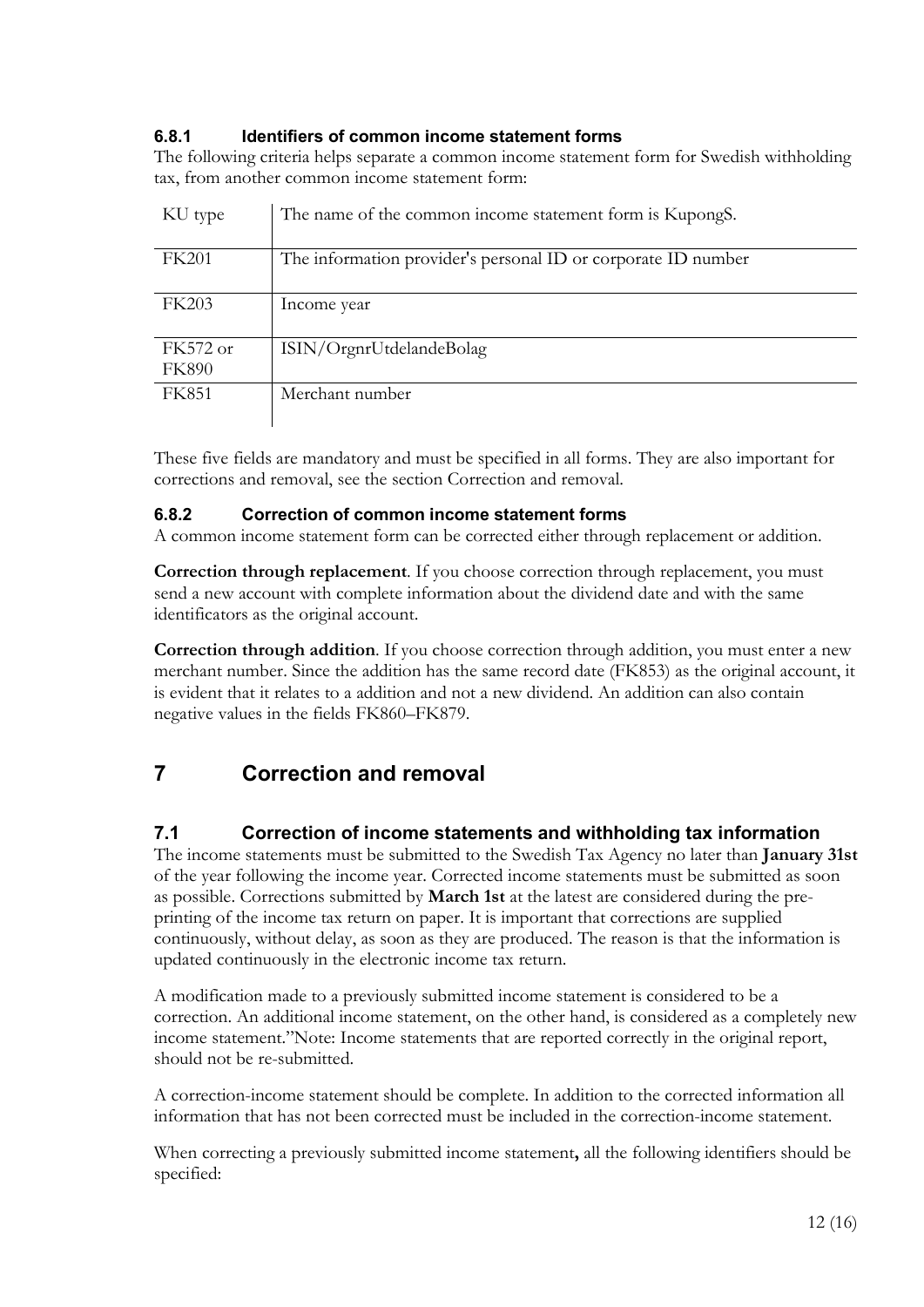### 6.8.1 Identifiers of common income statement forms

The following criteria helps separate a common income statement form for Swedish withholding tax, from another common income statement form:

| | |
|---|---|
| KU type | The name of the common income statement form is KupongS. |
| FK201 | The information provider's personal ID or corporate ID number |
| FK203 | Income year |
| FK572 or FK890 | ISIN/OrgnrUtdelandeBolag |
| FK851 | Merchant number |

These five fields are mandatory and must be specified in all forms. They are also important for corrections and removal, see the section Correction and removal.

### 6.8.2 Correction of common income statement forms

A common income statement form can be corrected either through replacement or addition.

**Correction through replacement**. If you choose correction through replacement, you must send a new account with complete information about the dividend date and with the same identificators as the original account.

**Correction through addition**. If you choose correction through addition, you must enter a new merchant number. Since the addition has the same record date (FK853) as the original account, it is evident that it relates to a addition and not a new dividend. An addition can also contain negative values in the fields FK860–FK879.

# 7 Correction and removal

## 7.1 Correction of income statements and withholding tax information

The income statements must be submitted to the Swedish Tax Agency no later than **January 31st** of the year following the income year. Corrected income statements must be submitted as soon as possible. Corrections submitted by **March 1st** at the latest are considered during the pre-printing of the income tax return on paper. It is important that corrections are supplied continuously, without delay, as soon as they are produced. The reason is that the information is updated continuously in the electronic income tax return.

A modification made to a previously submitted income statement is considered to be a correction. An additional income statement, on the other hand, is considered as a completely new income statement."Note: Income statements that are reported correctly in the original report, should not be re-submitted.

A correction-income statement should be complete. In addition to the corrected information all information that has not been corrected must be included in the correction-income statement.

When correcting a previously submitted income statement**,** all the following identifiers should be specified: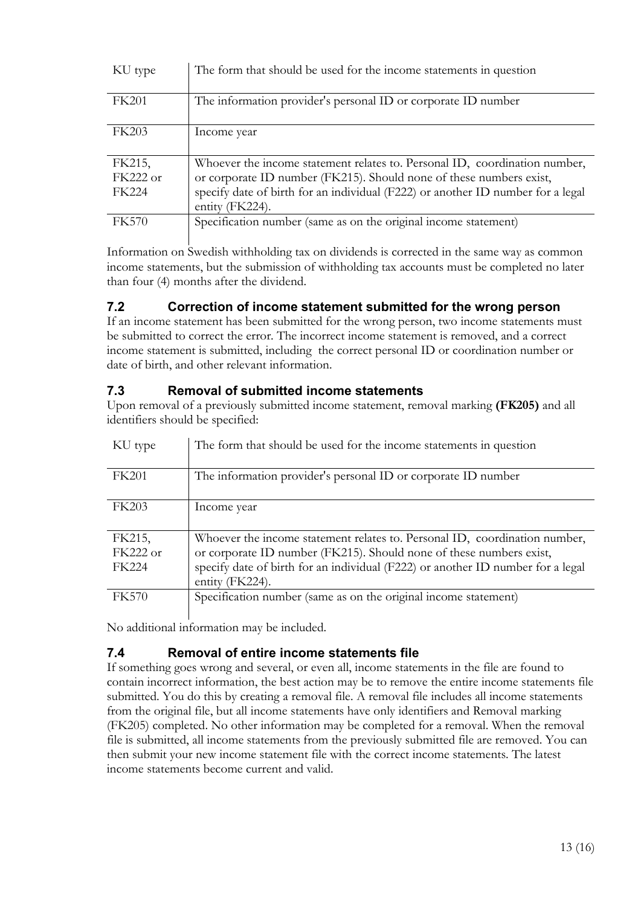| KU type | The form that should be used for the income statements in question |
|---|---|
| FK201 | The information provider's personal ID or corporate ID number |
| FK203 | Income year |
| FK215, FK222 or FK224 | Whoever the income statement relates to. Personal ID, coordination number, or corporate ID number (FK215). Should none of these numbers exist, specify date of birth for an individual (F222) or another ID number for a legal entity (FK224). |
| FK570 | Specification number (same as on the original income statement) |

Information on Swedish withholding tax on dividends is corrected in the same way as common income statements, but the submission of withholding tax accounts must be completed no later than four (4) months after the dividend.

### 7.2 Correction of income statement submitted for the wrong person

If an income statement has been submitted for the wrong person, two income statements must be submitted to correct the error. The incorrect income statement is removed, and a correct income statement is submitted, including the correct personal ID or coordination number or date of birth, and other relevant information.

### 7.3 Removal of submitted income statements

Upon removal of a previously submitted income statement, removal marking **(FK205)** and all identifiers should be specified:

| KU type | The form that should be used for the income statements in question |
|---|---|
| FK201 | The information provider's personal ID or corporate ID number |
| FK203 | Income year |
| FK215, FK222 or FK224 | Whoever the income statement relates to. Personal ID, coordination number, or corporate ID number (FK215). Should none of these numbers exist, specify date of birth for an individual (F222) or another ID number for a legal entity (FK224). |
| FK570 | Specification number (same as on the original income statement) |

No additional information may be included.

### 7.4 Removal of entire income statements file

If something goes wrong and several, or even all, income statements in the file are found to contain incorrect information, the best action may be to remove the entire income statements file submitted. You do this by creating a removal file. A removal file includes all income statements from the original file, but all income statements have only identifiers and Removal marking (FK205) completed. No other information may be completed for a removal. When the removal file is submitted, all income statements from the previously submitted file are removed. You can then submit your new income statement file with the correct income statements. The latest income statements become current and valid.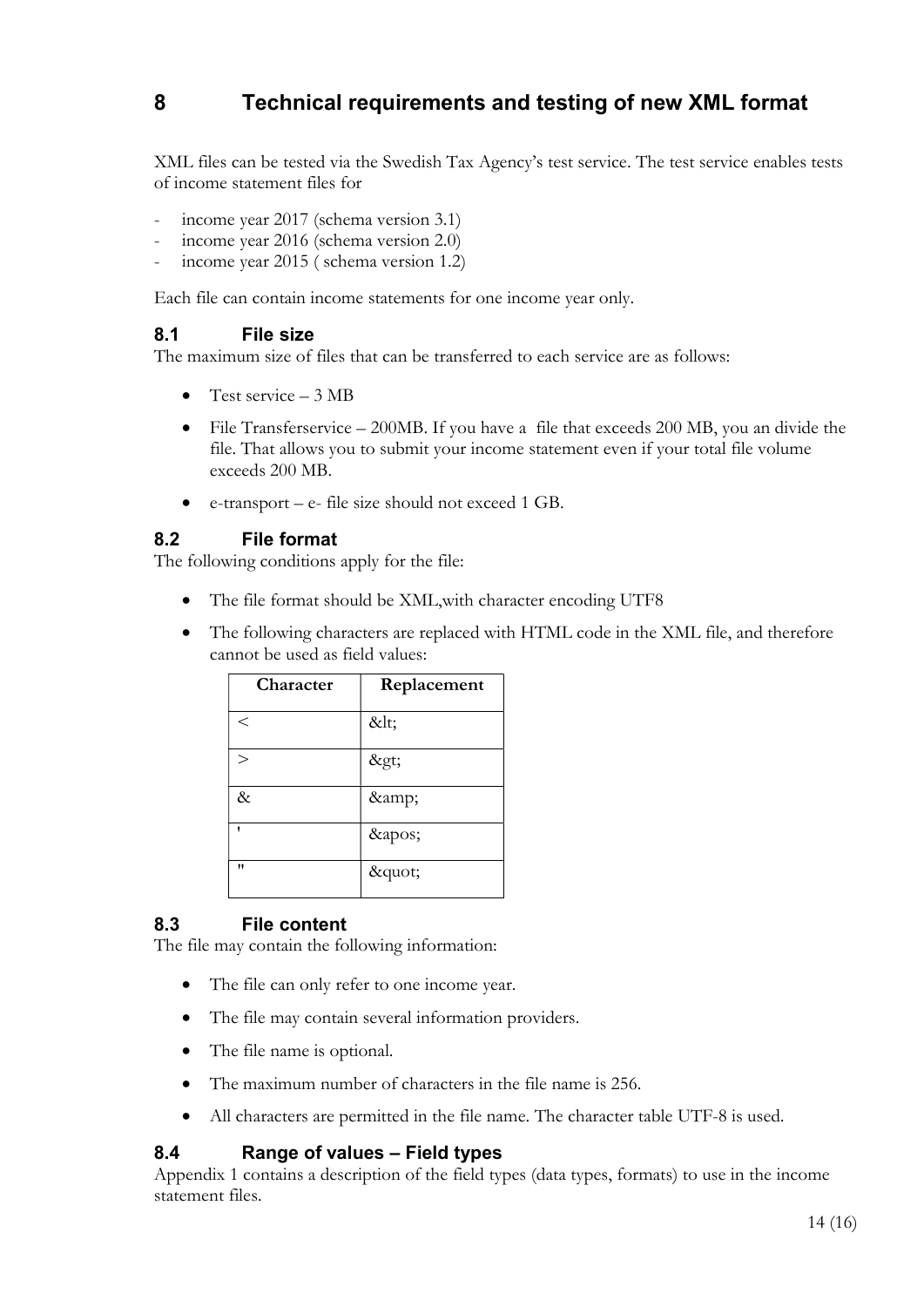# 8 Technical requirements and testing of new XML format

XML files can be tested via the Swedish Tax Agency's test service. The test service enables tests of income statement files for

- income year 2017 (schema version 3.1)
- income year 2016 (schema version 2.0)
- income year 2015 ( schema version 1.2)

Each file can contain income statements for one income year only.

## 8.1 File size

The maximum size of files that can be transferred to each service are as follows:

- Test service – 3 MB
- File Transferservice – 200MB. If you have a file that exceeds 200 MB, you an divide the file. That allows you to submit your income statement even if your total file volume exceeds 200 MB.
- e-transport – e- file size should not exceed 1 GB.

## 8.2 File format

The following conditions apply for the file:

- The file format should be XML,with character encoding UTF8
- The following characters are replaced with HTML code in the XML file, and therefore cannot be used as field values:

| Character | Replacement |
| --- | --- |
| < | &lt; |
| > | &gt; |
| & | &amp; |
| ' | &apos; |
| " | &quot; |

## 8.3 File content

The file may contain the following information:

- The file can only refer to one income year.
- The file may contain several information providers.
- The file name is optional.
- The maximum number of characters in the file name is 256.
- All characters are permitted in the file name. The character table UTF-8 is used.

## 8.4 Range of values – Field types

Appendix 1 contains a description of the field types (data types, formats) to use in the income statement files.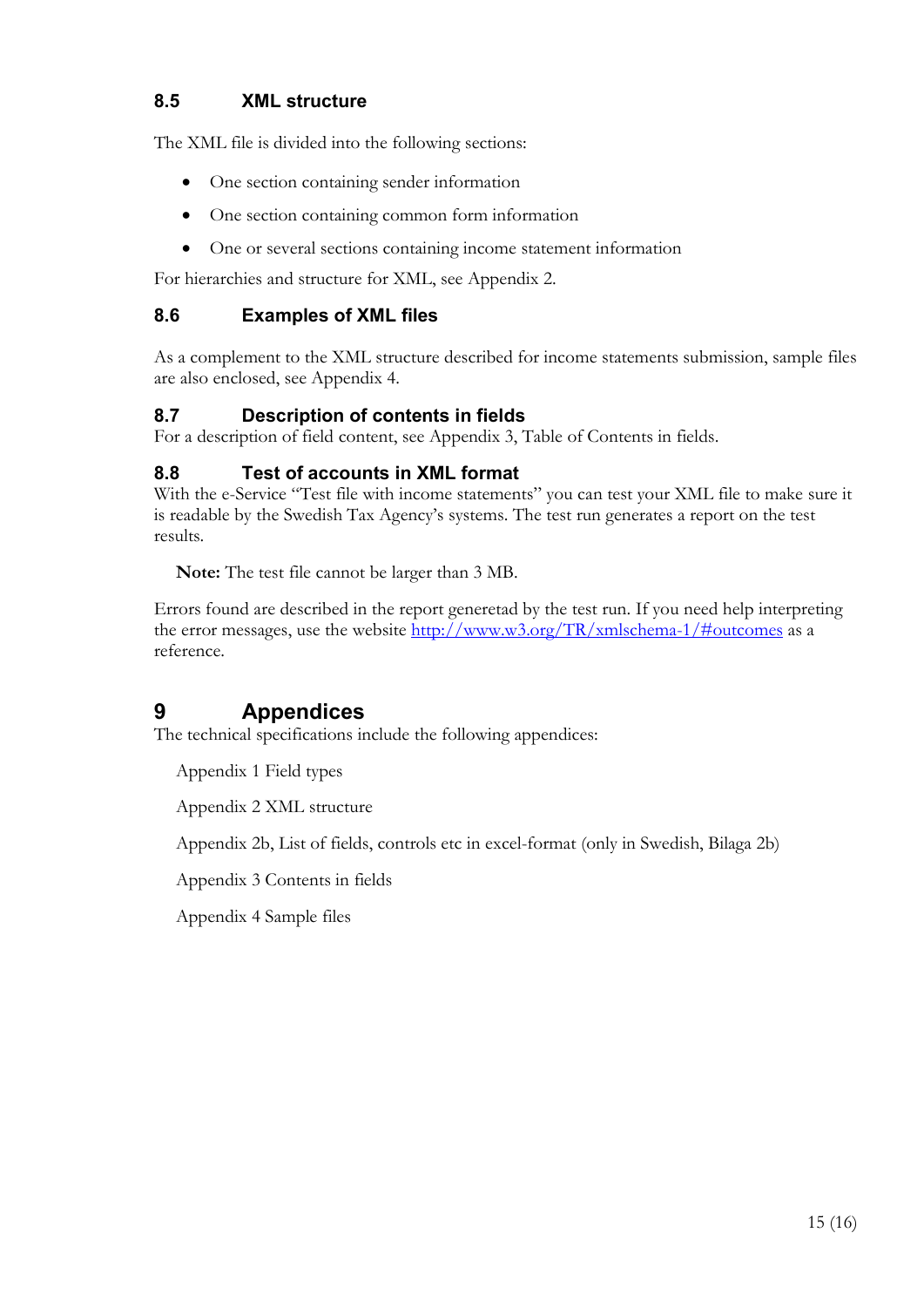## 8.5 XML structure

The XML file is divided into the following sections:

- One section containing sender information
- One section containing common form information
- One or several sections containing income statement information

For hierarchies and structure for XML, see Appendix 2.

## 8.6 Examples of XML files

As a complement to the XML structure described for income statements submission, sample files are also enclosed, see Appendix 4.

## 8.7 Description of contents in fields

For a description of field content, see Appendix 3, Table of Contents in fields.

## 8.8 Test of accounts in XML format

With the e-Service "Test file with income statements" you can test your XML file to make sure it is readable by the Swedish Tax Agency's systems. The test run generates a report on the test results.

**Note:** The test file cannot be larger than 3 MB.

Errors found are described in the report generetad by the test run. If you need help interpreting the error messages, use the website [http://www.w3.org/TR/xmlschema-1/#outcomes](http://www.w3.org/TR/xmlschema-1/#outcomes) as a reference.

# 9 Appendices

The technical specifications include the following appendices:

Appendix 1 Field types

Appendix 2 XML structure

Appendix 2b, List of fields, controls etc in excel-format (only in Swedish, Bilaga 2b)

Appendix 3 Contents in fields

Appendix 4 Sample files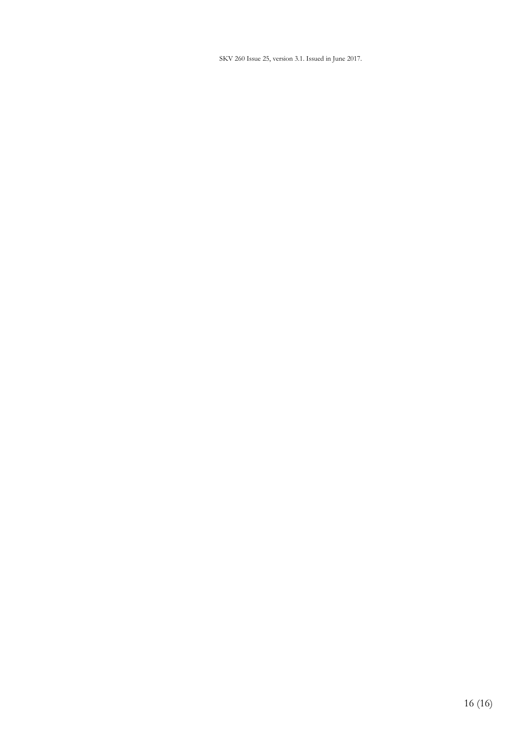SKV 260 Issue 25, version 3.1. Issued in June 2017.